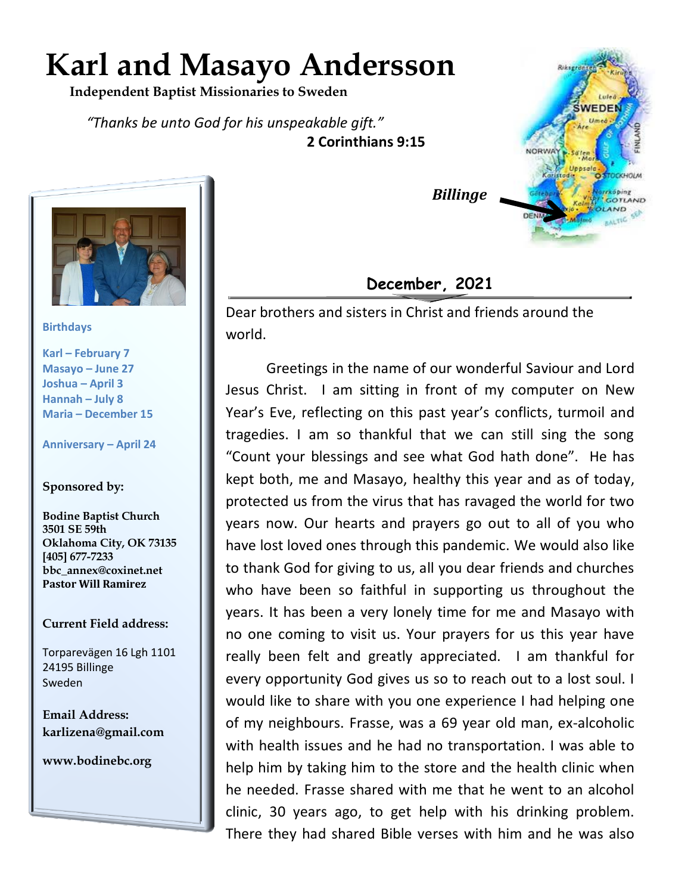# Karl and Masayo Andersson

**Independent Baptist Missionaries to Sweden**

*"Thanks be unto God for his unspeakable gift."*
**2 Corinthians 9:15**

***Billinge***

**Birthdays**

**Karl – February 7**
**Masayo – June 27**
**Joshua – April 3**
**Hannah – July 8**
**Maria – December 15**

**Anniversary – April 24**

**Sponsored by:**

**Bodine Baptist Church**
**3501 SE 59th**
**Oklahoma City, OK 73135**
**[405] 677-7233**
**bbc_annex@coxinet.net**
**Pastor Will Ramirez**

**Current Field address:**

Torparevägen 16 Lgh 1101
24195 Billinge
Sweden

**Email Address:**
**karlizena@gmail.com**

**www.bodinebc.org**

## December, 2021

Dear brothers and sisters in Christ and friends around the world.

Greetings in the name of our wonderful Saviour and Lord Jesus Christ. I am sitting in front of my computer on New Year's Eve, reflecting on this past year's conflicts, turmoil and tragedies. I am so thankful that we can still sing the song "Count your blessings and see what God hath done". He has kept both, me and Masayo, healthy this year and as of today, protected us from the virus that has ravaged the world for two years now. Our hearts and prayers go out to all of you who have lost loved ones through this pandemic. We would also like to thank God for giving to us, all you dear friends and churches who have been so faithful in supporting us throughout the years. It has been a very lonely time for me and Masayo with no one coming to visit us. Your prayers for us this year have really been felt and greatly appreciated. I am thankful for every opportunity God gives us so to reach out to a lost soul. I would like to share with you one experience I had helping one of my neighbours. Frasse, was a 69 year old man, ex-alcoholic with health issues and he had no transportation. I was able to help him by taking him to the store and the health clinic when he needed. Frasse shared with me that he went to an alcohol clinic, 30 years ago, to get help with his drinking problem. There they had shared Bible verses with him and he was also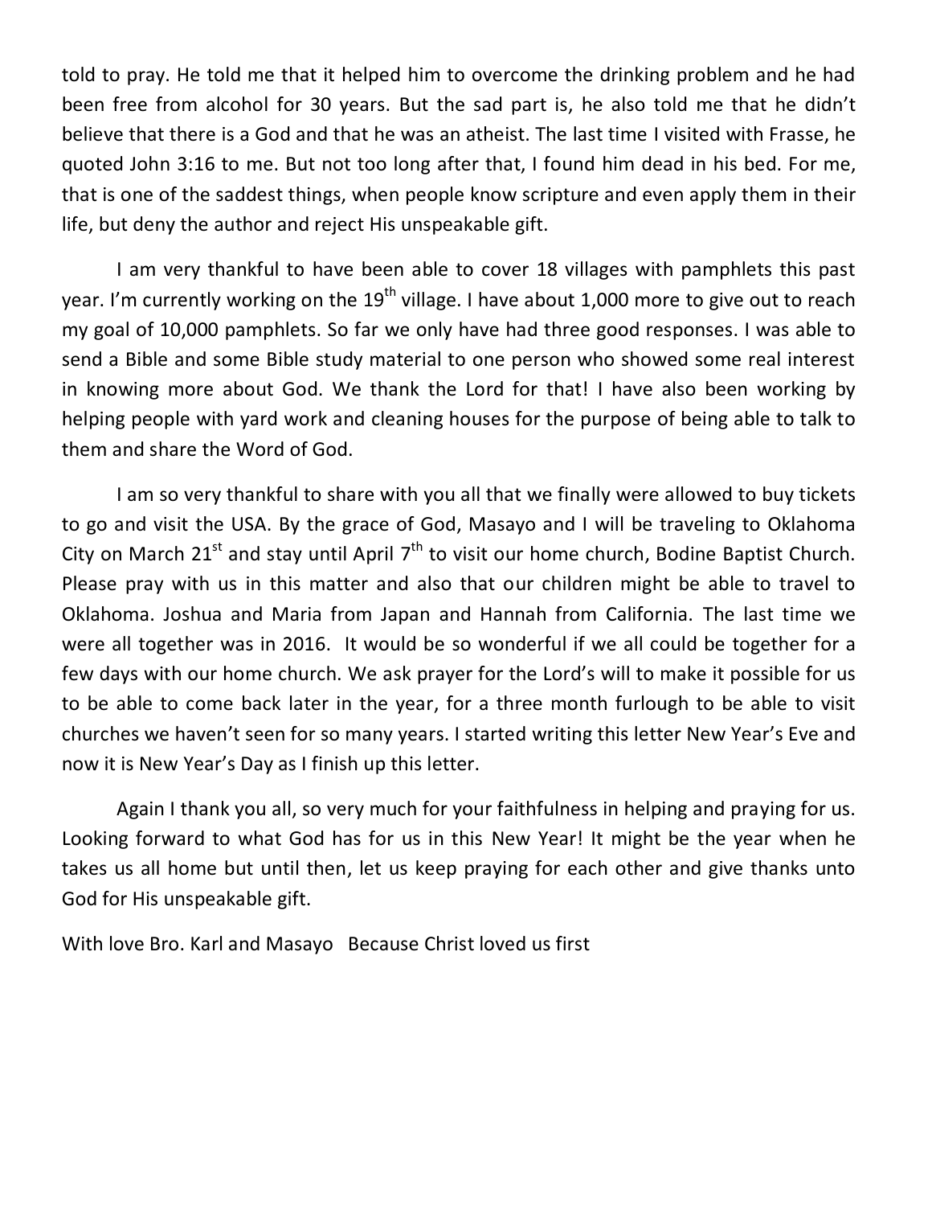told to pray. He told me that it helped him to overcome the drinking problem and he had been free from alcohol for 30 years. But the sad part is, he also told me that he didn't believe that there is a God and that he was an atheist. The last time I visited with Frasse, he quoted John 3:16 to me. But not too long after that, I found him dead in his bed. For me, that is one of the saddest things, when people know scripture and even apply them in their life, but deny the author and reject His unspeakable gift.

I am very thankful to have been able to cover 18 villages with pamphlets this past year. I'm currently working on the 19th village. I have about 1,000 more to give out to reach my goal of 10,000 pamphlets. So far we only have had three good responses. I was able to send a Bible and some Bible study material to one person who showed some real interest in knowing more about God. We thank the Lord for that! I have also been working by helping people with yard work and cleaning houses for the purpose of being able to talk to them and share the Word of God.

I am so very thankful to share with you all that we finally were allowed to buy tickets to go and visit the USA. By the grace of God, Masayo and I will be traveling to Oklahoma City on March 21st and stay until April 7th to visit our home church, Bodine Baptist Church. Please pray with us in this matter and also that our children might be able to travel to Oklahoma. Joshua and Maria from Japan and Hannah from California. The last time we were all together was in 2016. It would be so wonderful if we all could be together for a few days with our home church. We ask prayer for the Lord's will to make it possible for us to be able to come back later in the year, for a three month furlough to be able to visit churches we haven't seen for so many years. I started writing this letter New Year's Eve and now it is New Year's Day as I finish up this letter.

Again I thank you all, so very much for your faithfulness in helping and praying for us. Looking forward to what God has for us in this New Year! It might be the year when he takes us all home but until then, let us keep praying for each other and give thanks unto God for His unspeakable gift.

With love Bro. Karl and Masayo   Because Christ loved us first